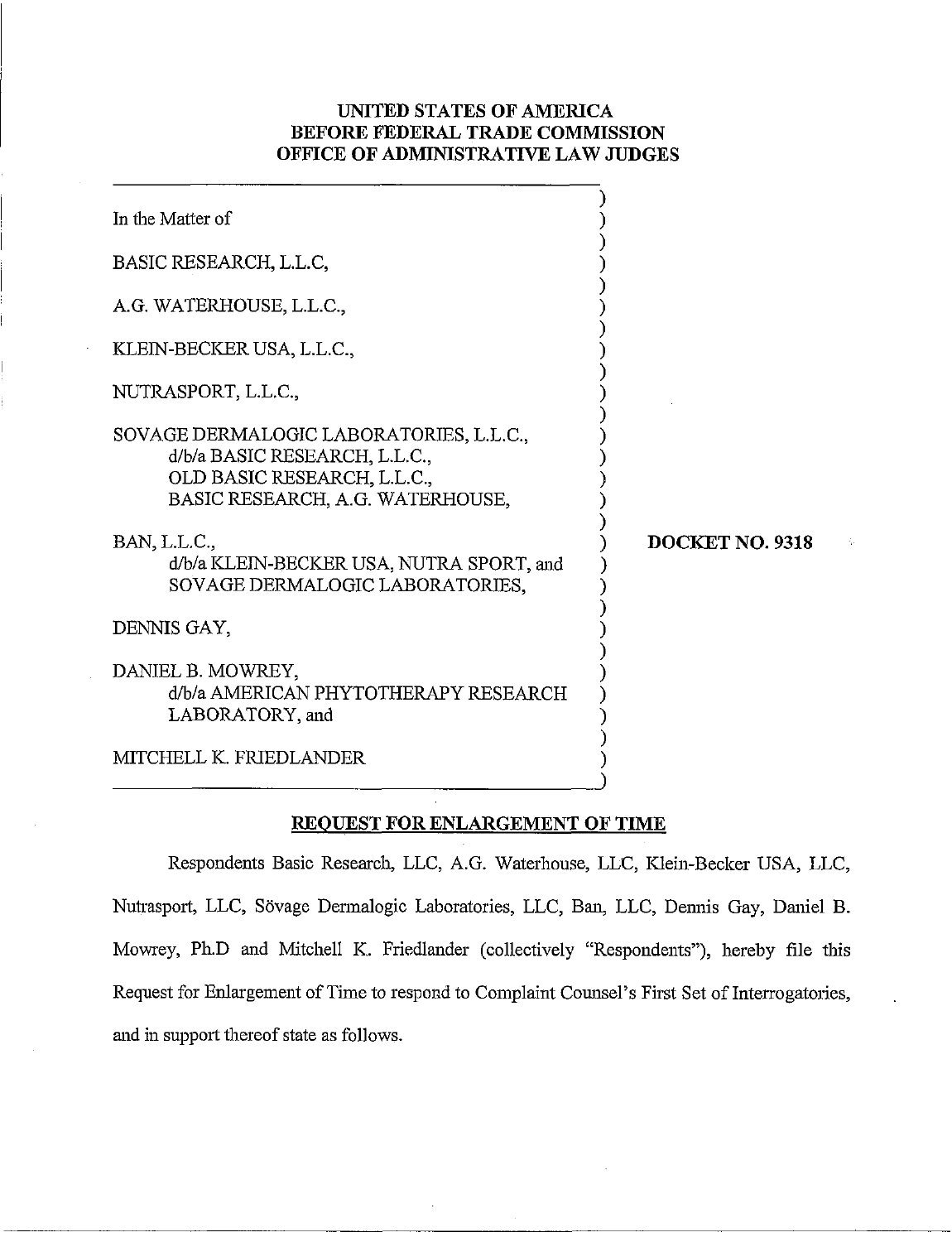**UNITED STATES OF AMERICA**
**BEFORE FEDERAL TRADE COMMISSION**
**OFFICE OF ADMINISTRATIVE LAW JUDGES**

In the Matter of

BASIC RESEARCH, L.L.C,

A.G. WATERHOUSE, L.L.C.,

KLEIN-BECKER USA, L.L.C.,

NUTRASPORT, L.L.C.,

SOVAGE DERMALOGIC LABORATORIES, L.L.C.,
d/b/a BASIC RESEARCH, L.L.C.,
OLD BASIC RESEARCH, L.L.C.,
BASIC RESEARCH, A.G. WATERHOUSE,

BAN, L.L.C.,
d/b/a KLEIN-BECKER USA, NUTRA SPORT, and
SOVAGE DERMALOGIC LABORATORIES,

DENNIS GAY,

DANIEL B. MOWREY,
d/b/a AMERICAN PHYTOTHERAPY RESEARCH
LABORATORY, and

MITCHELL K. FRIEDLANDER

**DOCKET NO. 9318**

**REQUEST FOR ENLARGEMENT OF TIME**

Respondents Basic Research, LLC, A.G. Waterhouse, LLC, Klein-Becker USA, LLC, Nutrasport, LLC, Sövage Dermalogic Laboratories, LLC, Ban, LLC, Dennis Gay, Daniel B. Mowrey, Ph.D and Mitchell K. Friedlander (collectively "Respondents"), hereby file this Request for Enlargement of Time to respond to Complaint Counsel's First Set of Interrogatories, and in support thereof state as follows.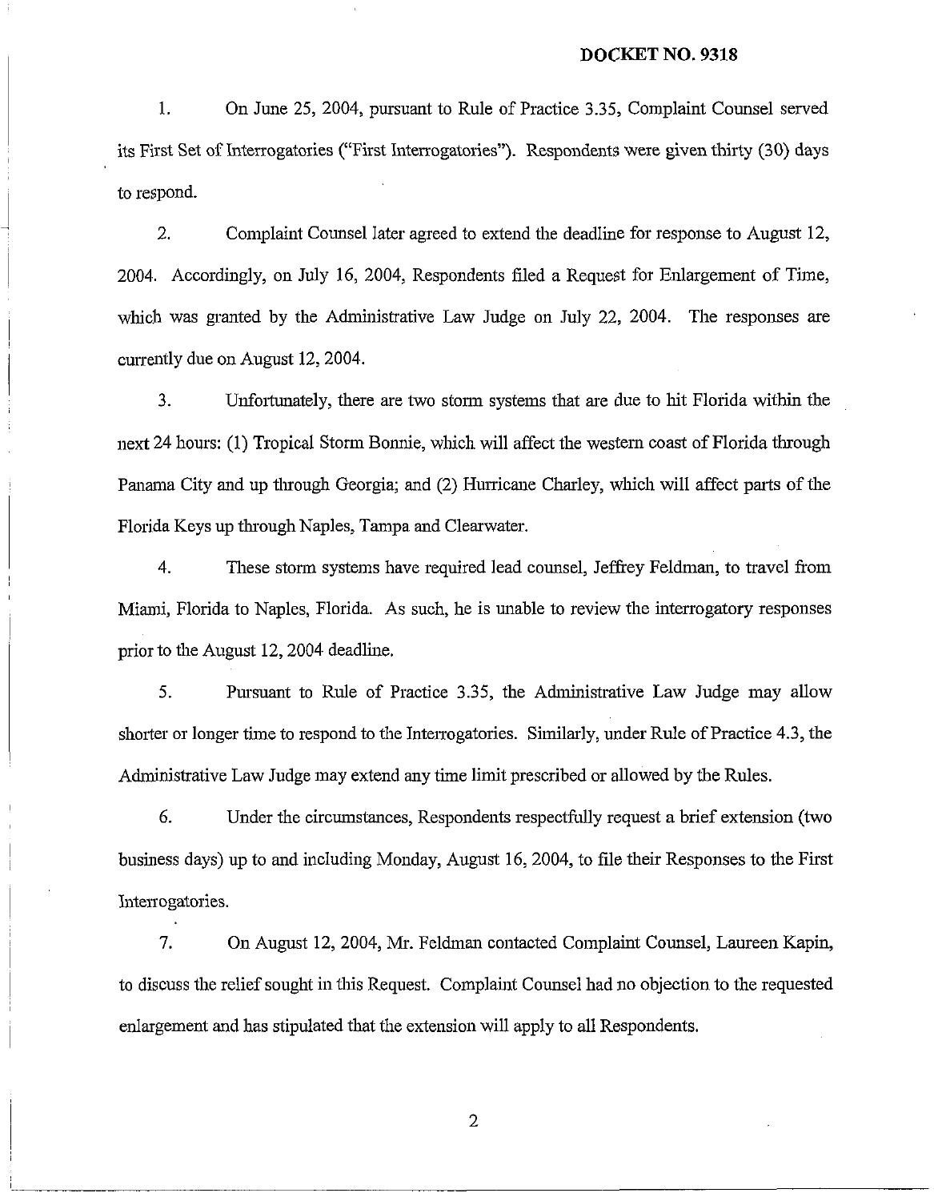**DOCKET NO. 9318**

1. On June 25, 2004, pursuant to Rule of Practice 3.35, Complaint Counsel served its First Set of Interrogatories ("First Interrogatories"). Respondents were given thirty (30) days to respond.

2. Complaint Counsel later agreed to extend the deadline for response to August 12, 2004. Accordingly, on July 16, 2004, Respondents filed a Request for Enlargement of Time, which was granted by the Administrative Law Judge on July 22, 2004. The responses are currently due on August 12, 2004.

3. Unfortunately, there are two storm systems that are due to hit Florida within the next 24 hours: (1) Tropical Storm Bonnie, which will affect the western coast of Florida through Panama City and up through Georgia; and (2) Hurricane Charley, which will affect parts of the Florida Keys up through Naples, Tampa and Clearwater.

4. These storm systems have required lead counsel, Jeffrey Feldman, to travel from Miami, Florida to Naples, Florida. As such, he is unable to review the interrogatory responses prior to the August 12, 2004 deadline.

5. Pursuant to Rule of Practice 3.35, the Administrative Law Judge may allow shorter or longer time to respond to the Interrogatories. Similarly, under Rule of Practice 4.3, the Administrative Law Judge may extend any time limit prescribed or allowed by the Rules.

6. Under the circumstances, Respondents respectfully request a brief extension (two business days) up to and including Monday, August 16, 2004, to file their Responses to the First Interrogatories.

7. On August 12, 2004, Mr. Feldman contacted Complaint Counsel, Laureen Kapin, to discuss the relief sought in this Request. Complaint Counsel had no objection to the requested enlargement and has stipulated that the extension will apply to all Respondents.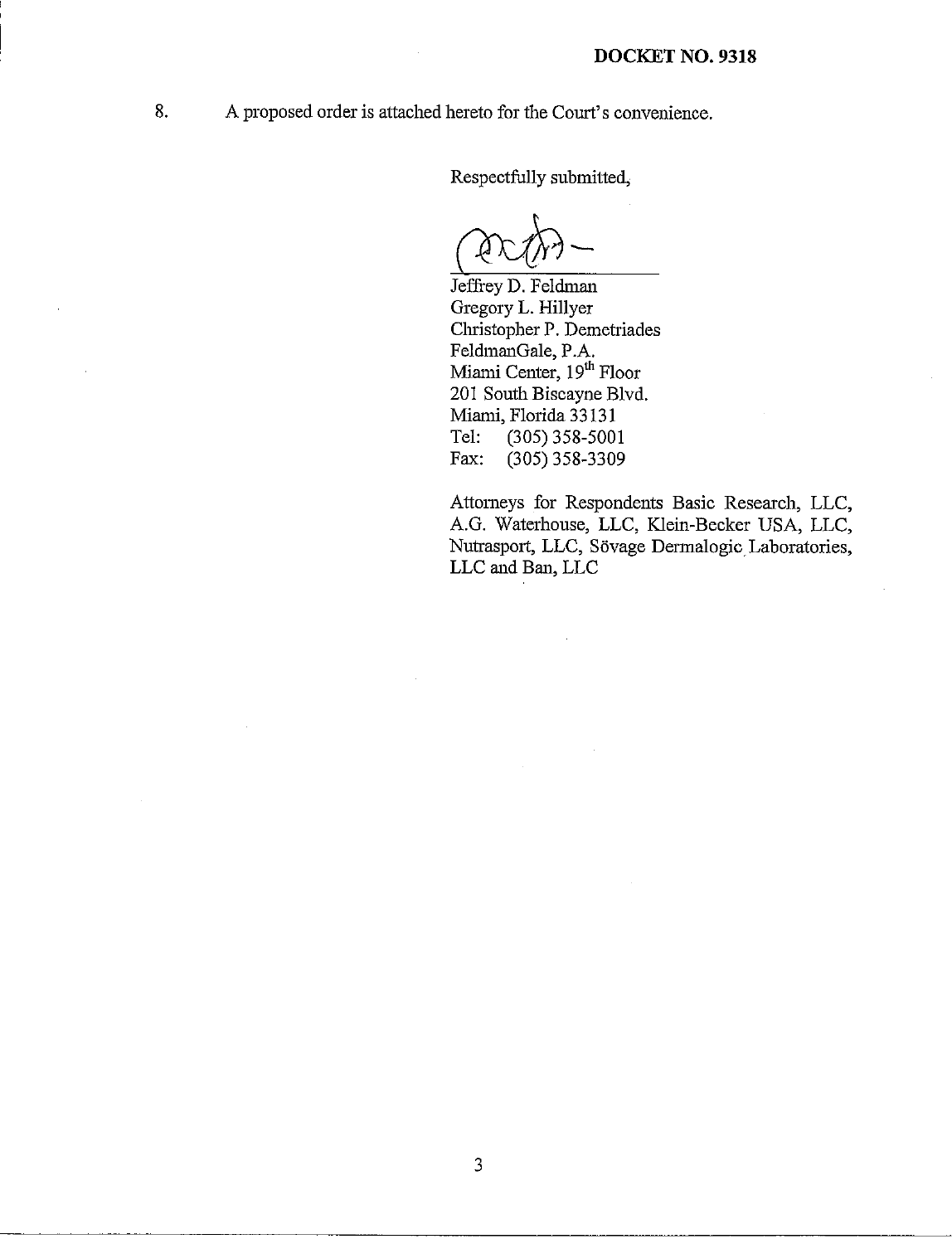8. A proposed order is attached hereto for the Court's convenience.

Respectfully submitted,

Jeffrey D. Feldman
Gregory L. Hillyer
Christopher P. Demetriades
FeldmanGale, P.A.
Miami Center, 19th Floor
201 South Biscayne Blvd.
Miami, Florida 33131
Tel: (305) 358-5001
Fax: (305) 358-3309

Attorneys for Respondents Basic Research, LLC, A.G. Waterhouse, LLC, Klein-Becker USA, LLC, Nutrasport, LLC, Sövage Dermalogic Laboratories, LLC and Ban, LLC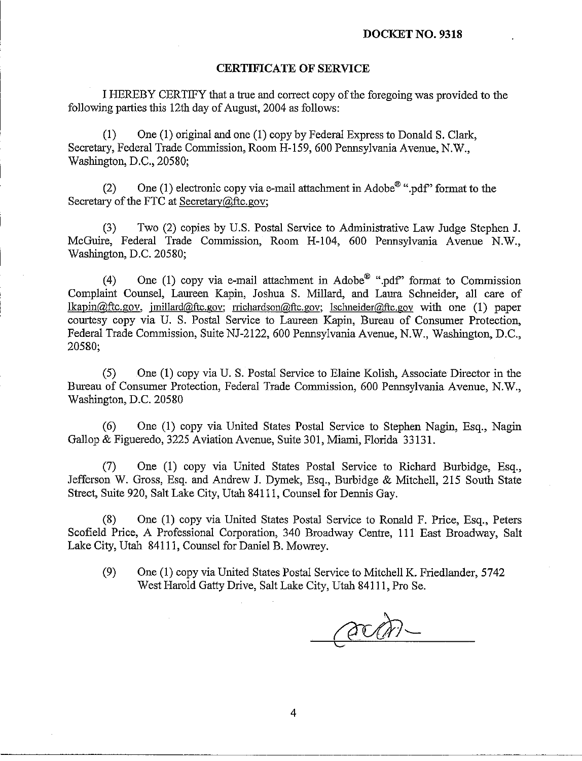**DOCKET NO. 9318**

## CERTIFICATE OF SERVICE

I HEREBY CERTIFY that a true and correct copy of the foregoing was provided to the following parties this 12th day of August, 2004 as follows:

(1) One (1) original and one (1) copy by Federal Express to Donald S. Clark, Secretary, Federal Trade Commission, Room H-159, 600 Pennsylvania Avenue, N.W., Washington, D.C., 20580;

(2) One (1) electronic copy via e-mail attachment in Adobe® ".pdf" format to the Secretary of the FTC at Secretary@ftc.gov;

(3) Two (2) copies by U.S. Postal Service to Administrative Law Judge Stephen J. McGuire, Federal Trade Commission, Room H-104, 600 Pennsylvania Avenue N.W., Washington, D.C. 20580;

(4) One (1) copy via e-mail attachment in Adobe® ".pdf" format to Commission Complaint Counsel, Laureen Kapin, Joshua S. Millard, and Laura Schneider, all care of lkapin@ftc.gov, jmillard@ftc.gov; rrichardson@ftc.gov; lschneider@ftc.gov with one (1) paper courtesy copy via U. S. Postal Service to Laureen Kapin, Bureau of Consumer Protection, Federal Trade Commission, Suite NJ-2122, 600 Pennsylvania Avenue, N.W., Washington, D.C., 20580;

(5) One (1) copy via U. S. Postal Service to Elaine Kolish, Associate Director in the Bureau of Consumer Protection, Federal Trade Commission, 600 Pennsylvania Avenue, N.W., Washington, D.C. 20580

(6) One (1) copy via United States Postal Service to Stephen Nagin, Esq., Nagin Gallop & Figueredo, 3225 Aviation Avenue, Suite 301, Miami, Florida 33131.

(7) One (1) copy via United States Postal Service to Richard Burbidge, Esq., Jefferson W. Gross, Esq. and Andrew J. Dymek, Esq., Burbidge & Mitchell, 215 South State Street, Suite 920, Salt Lake City, Utah 84111, Counsel for Dennis Gay.

(8) One (1) copy via United States Postal Service to Ronald F. Price, Esq., Peters Scofield Price, A Professional Corporation, 340 Broadway Centre, 111 East Broadway, Salt Lake City, Utah 84111, Counsel for Daniel B. Mowrey.

(9) One (1) copy via United States Postal Service to Mitchell K. Friedlander, 5742 West Harold Gatty Drive, Salt Lake City, Utah 84111, Pro Se.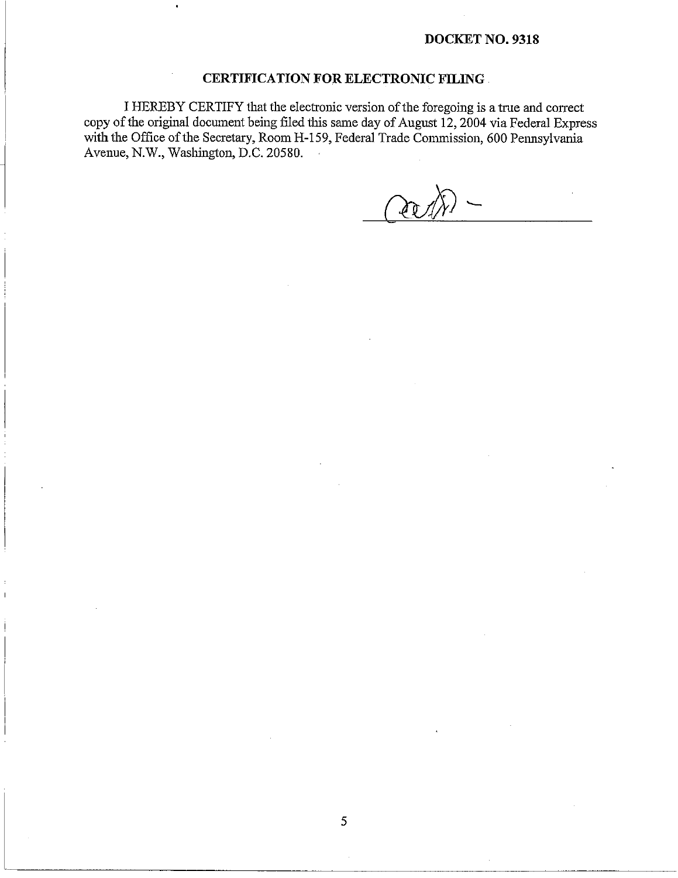**DOCKET NO. 9318**

## CERTIFICATION FOR ELECTRONIC FILING

I HEREBY CERTIFY that the electronic version of the foregoing is a true and correct copy of the original document being filed this same day of August 12, 2004 via Federal Express with the Office of the Secretary, Room H-159, Federal Trade Commission, 600 Pennsylvania Avenue, N.W., Washington, D.C. 20580.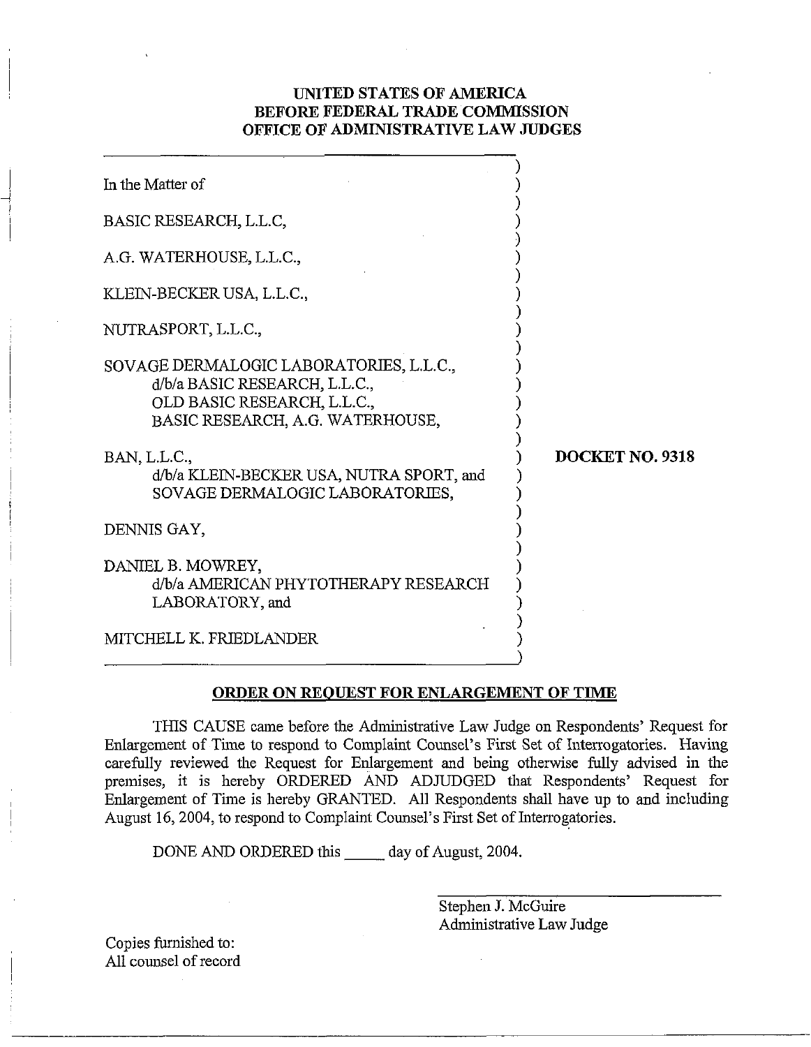**UNITED STATES OF AMERICA**
**BEFORE FEDERAL TRADE COMMISSION**
**OFFICE OF ADMINISTRATIVE LAW JUDGES**

In the Matter of

BASIC RESEARCH, L.L.C,

A.G. WATERHOUSE, L.L.C.,

KLEIN-BECKER USA, L.L.C.,

NUTRASPORT, L.L.C.,

SOVAGE DERMALOGIC LABORATORIES, L.L.C.,
d/b/a BASIC RESEARCH, L.L.C.,
OLD BASIC RESEARCH, L.L.C.,
BASIC RESEARCH, A.G. WATERHOUSE,

BAN, L.L.C.,
d/b/a KLEIN-BECKER USA, NUTRA SPORT, and
SOVAGE DERMALOGIC LABORATORIES,

DENNIS GAY,

DANIEL B. MOWREY,
d/b/a AMERICAN PHYTOTHERAPY RESEARCH
LABORATORY, and

MITCHELL K. FRIEDLANDER

**DOCKET NO. 9318**

**ORDER ON REQUEST FOR ENLARGEMENT OF TIME**

THIS CAUSE came before the Administrative Law Judge on Respondents' Request for Enlargement of Time to respond to Complaint Counsel's First Set of Interrogatories. Having carefully reviewed the Request for Enlargement and being otherwise fully advised in the premises, it is hereby ORDERED AND ADJUDGED that Respondents' Request for Enlargement of Time is hereby GRANTED. All Respondents shall have up to and including August 16, 2004, to respond to Complaint Counsel's First Set of Interrogatories.

DONE AND ORDERED this _____ day of August, 2004.

Stephen J. McGuire
Administrative Law Judge

Copies furnished to:
All counsel of record